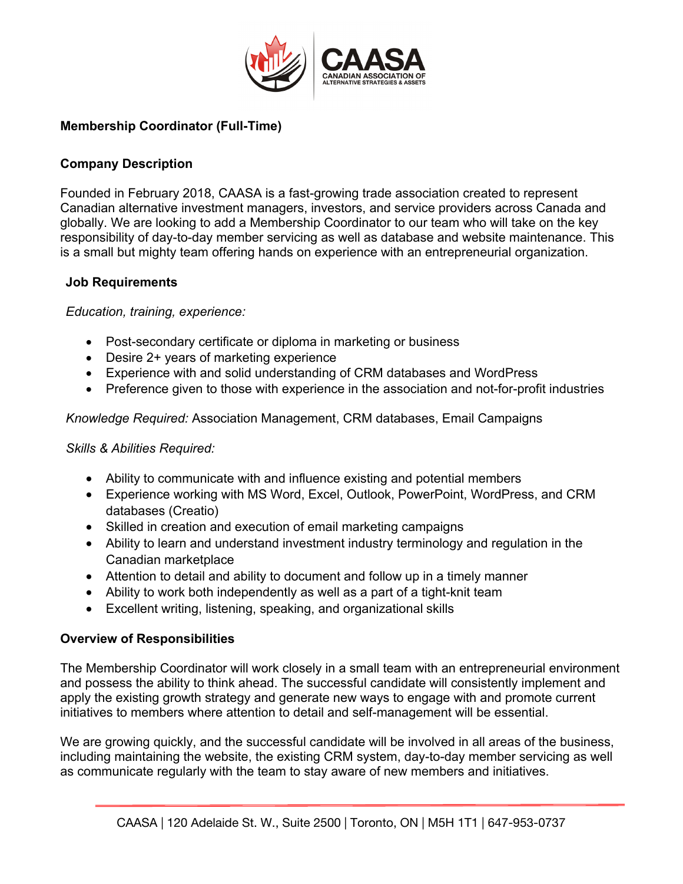CAASA
CANADIAN ASSOCIATION OF ALTERNATIVE STRATEGIES & ASSETS

## Membership Coordinator (Full-Time)

### Company Description

Founded in February 2018, CAASA is a fast-growing trade association created to represent Canadian alternative investment managers, investors, and service providers across Canada and globally. We are looking to add a Membership Coordinator to our team who will take on the key responsibility of day-to-day member servicing as well as database and website maintenance. This is a small but mighty team offering hands on experience with an entrepreneurial organization.

### Job Requirements

*Education, training, experience:*

- Post-secondary certificate or diploma in marketing or business
- Desire 2+ years of marketing experience
- Experience with and solid understanding of CRM databases and WordPress
- Preference given to those with experience in the association and not-for-profit industries

*Knowledge Required:* Association Management, CRM databases, Email Campaigns

*Skills & Abilities Required:*

- Ability to communicate with and influence existing and potential members
- Experience working with MS Word, Excel, Outlook, PowerPoint, WordPress, and CRM databases (Creatio)
- Skilled in creation and execution of email marketing campaigns
- Ability to learn and understand investment industry terminology and regulation in the Canadian marketplace
- Attention to detail and ability to document and follow up in a timely manner
- Ability to work both independently as well as a part of a tight-knit team
- Excellent writing, listening, speaking, and organizational skills

### Overview of Responsibilities

The Membership Coordinator will work closely in a small team with an entrepreneurial environment and possess the ability to think ahead. The successful candidate will consistently implement and apply the existing growth strategy and generate new ways to engage with and promote current initiatives to members where attention to detail and self-management will be essential.

We are growing quickly, and the successful candidate will be involved in all areas of the business, including maintaining the website, the existing CRM system, day-to-day member servicing as well as communicate regularly with the team to stay aware of new members and initiatives.

CAASA | 120 Adelaide St. W., Suite 2500 | Toronto, ON | M5H 1T1 | 647-953-0737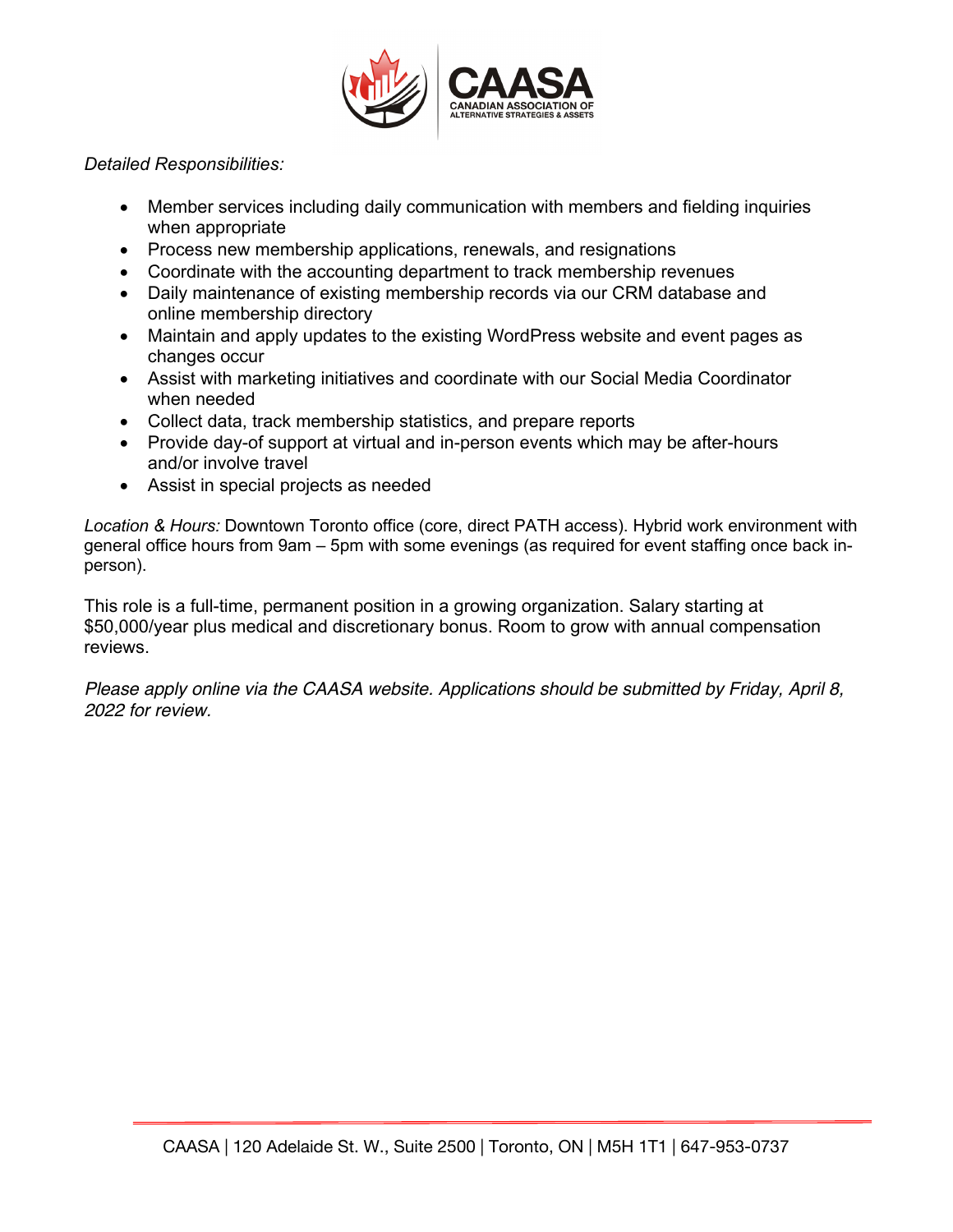*Detailed Responsibilities:*

- Member services including daily communication with members and fielding inquiries when appropriate
- Process new membership applications, renewals, and resignations
- Coordinate with the accounting department to track membership revenues
- Daily maintenance of existing membership records via our CRM database and online membership directory
- Maintain and apply updates to the existing WordPress website and event pages as changes occur
- Assist with marketing initiatives and coordinate with our Social Media Coordinator when needed
- Collect data, track membership statistics, and prepare reports
- Provide day-of support at virtual and in-person events which may be after-hours and/or involve travel
- Assist in special projects as needed

*Location & Hours:* Downtown Toronto office (core, direct PATH access). Hybrid work environment with general office hours from 9am – 5pm with some evenings (as required for event staffing once back in-person).

This role is a full-time, permanent position in a growing organization. Salary starting at $50,000/year plus medical and discretionary bonus. Room to grow with annual compensation reviews.

*Please apply online via the CAASA website. Applications should be submitted by Friday, April 8, 2022 for review.*